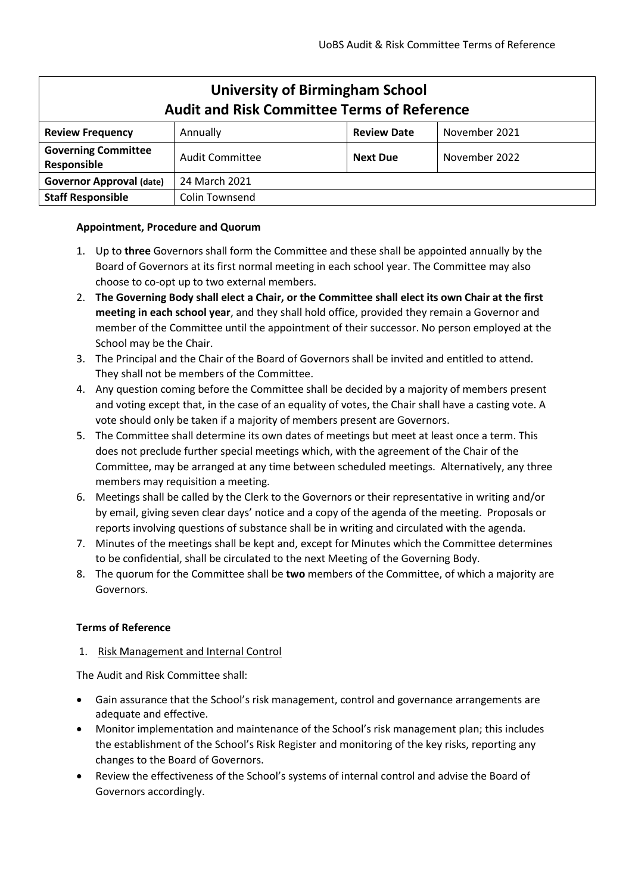| University of Birmingham School<br>Audit and Risk Committee Terms of Reference | | | |
|---|---|---|---|
| **Review Frequency** | Annually | **Review Date** | November 2021 |
| **Governing Committee Responsible** | Audit Committee | **Next Due** | November 2022 |
| **Governor Approval (date)** | 24 March 2021 | | |
| **Staff Responsible** | Colin Townsend | | |

**Appointment, Procedure and Quorum**

1. Up to **three** Governors shall form the Committee and these shall be appointed annually by the Board of Governors at its first normal meeting in each school year. The Committee may also choose to co-opt up to two external members.
2. **The Governing Body shall elect a Chair, or the Committee shall elect its own Chair at the first meeting in each school year**, and they shall hold office, provided they remain a Governor and member of the Committee until the appointment of their successor. No person employed at the School may be the Chair.
3. The Principal and the Chair of the Board of Governors shall be invited and entitled to attend. They shall not be members of the Committee.
4. Any question coming before the Committee shall be decided by a majority of members present and voting except that, in the case of an equality of votes, the Chair shall have a casting vote. A vote should only be taken if a majority of members present are Governors.
5. The Committee shall determine its own dates of meetings but meet at least once a term. This does not preclude further special meetings which, with the agreement of the Chair of the Committee, may be arranged at any time between scheduled meetings. Alternatively, any three members may requisition a meeting.
6. Meetings shall be called by the Clerk to the Governors or their representative in writing and/or by email, giving seven clear days' notice and a copy of the agenda of the meeting. Proposals or reports involving questions of substance shall be in writing and circulated with the agenda.
7. Minutes of the meetings shall be kept and, except for Minutes which the Committee determines to be confidential, shall be circulated to the next Meeting of the Governing Body.
8. The quorum for the Committee shall be **two** members of the Committee, of which a majority are Governors.

**Terms of Reference**

1. Risk Management and Internal Control

The Audit and Risk Committee shall:

- Gain assurance that the School's risk management, control and governance arrangements are adequate and effective.
- Monitor implementation and maintenance of the School's risk management plan; this includes the establishment of the School's Risk Register and monitoring of the key risks, reporting any changes to the Board of Governors.
- Review the effectiveness of the School's systems of internal control and advise the Board of Governors accordingly.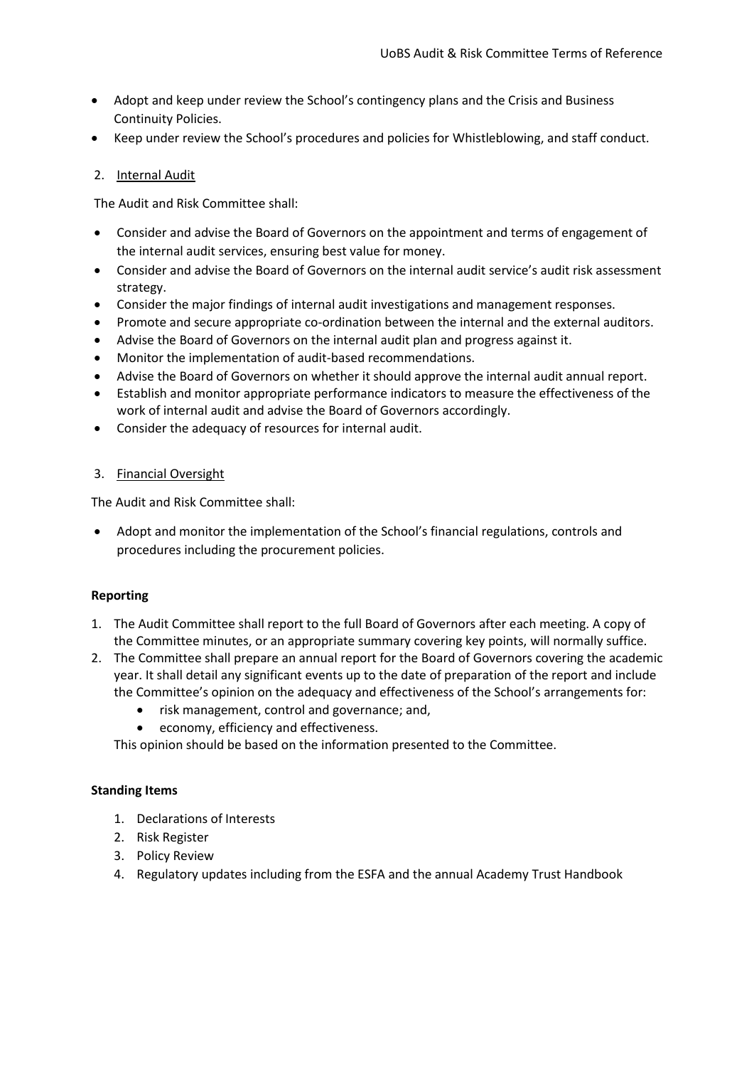- Adopt and keep under review the School's contingency plans and the Crisis and Business Continuity Policies.
- Keep under review the School's procedures and policies for Whistleblowing, and staff conduct.

2. Internal Audit

The Audit and Risk Committee shall:

- Consider and advise the Board of Governors on the appointment and terms of engagement of the internal audit services, ensuring best value for money.
- Consider and advise the Board of Governors on the internal audit service's audit risk assessment strategy.
- Consider the major findings of internal audit investigations and management responses.
- Promote and secure appropriate co-ordination between the internal and the external auditors.
- Advise the Board of Governors on the internal audit plan and progress against it.
- Monitor the implementation of audit-based recommendations.
- Advise the Board of Governors on whether it should approve the internal audit annual report.
- Establish and monitor appropriate performance indicators to measure the effectiveness of the work of internal audit and advise the Board of Governors accordingly.
- Consider the adequacy of resources for internal audit.

3. Financial Oversight

The Audit and Risk Committee shall:

- Adopt and monitor the implementation of the School's financial regulations, controls and procedures including the procurement policies.

**Reporting**

1. The Audit Committee shall report to the full Board of Governors after each meeting. A copy of the Committee minutes, or an appropriate summary covering key points, will normally suffice.
2. The Committee shall prepare an annual report for the Board of Governors covering the academic year. It shall detail any significant events up to the date of preparation of the report and include the Committee's opinion on the adequacy and effectiveness of the School's arrangements for:
    - risk management, control and governance; and,
    - economy, efficiency and effectiveness.

   This opinion should be based on the information presented to the Committee.

**Standing Items**

1. Declarations of Interests
2. Risk Register
3. Policy Review
4. Regulatory updates including from the ESFA and the annual Academy Trust Handbook